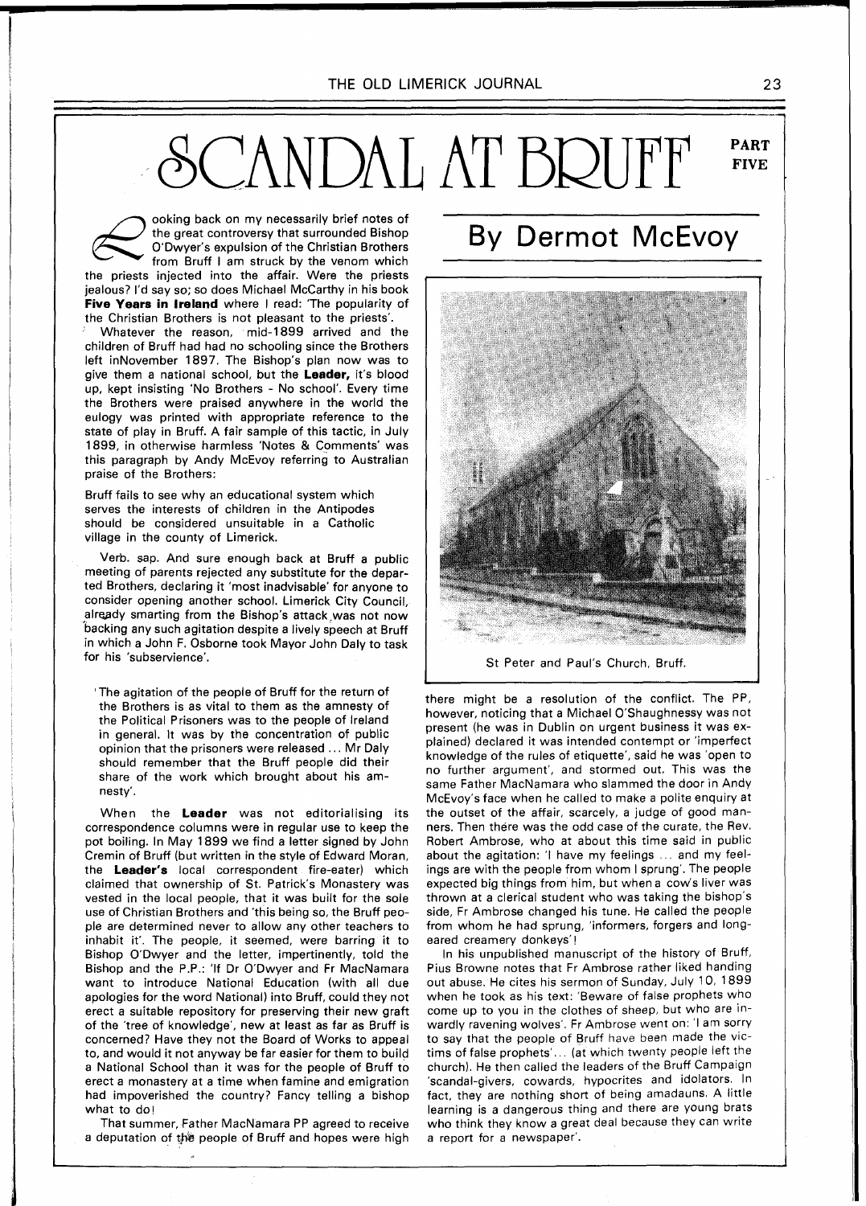# SCANDAL AT BRUFF

PART FIVE

## By Dermot McEvoy

Looking back on my necessarily brief notes of the great controversy that surrounded Bishop O'Dwyer's expulsion of the Christian Brothers from Bruff I am struck by the venom which the priests injected into the affair. Were the priests jealous? I'd say so; so does Michael McCarthy in his book **Five Years in Ireland** where I read: 'The popularity of the Christian Brothers is not pleasant to the priests'.

Whatever the reason, mid-1899 arrived and the children of Bruff had had no schooling since the Brothers left inNovember 1897. The Bishop's plan now was to give them a national school, but the **Leader,** it's blood up, kept insisting 'No Brothers - No school'. Every time the Brothers were praised anywhere in the world the eulogy was printed with appropriate reference to the state of play in Bruff. A fair sample of this tactic, in July 1899, in otherwise harmless 'Notes & Comments' was this paragraph by Andy McEvoy referring to Australian praise of the Brothers:

Bruff fails to see why an educational system which serves the interests of children in the Antipodes should be considered unsuitable in a Catholic village in the county of Limerick.

Verb. sap. And sure enough back at Bruff a public meeting of parents rejected any substitute for the departed Brothers, declaring it 'most inadvisable' for anyone to consider opening another school. Limerick City Council, already smarting from the Bishop's attack was not now backing any such agitation despite a lively speech at Bruff in which a John F. Osborne took Mayor John Daly to task for his 'subservience'.

'The agitation of the people of Bruff for the return of the Brothers is as vital to them as the amnesty of the Political Prisoners was to the people of Ireland in general. It was by the concentration of public opinion that the prisoners were released ... Mr Daly should remember that the Bruff people did their share of the work which brought about his amnesty'.

When the **Leader** was not editorialising its correspondence columns were in regular use to keep the pot boiling. In May 1899 we find a letter signed by John Cremin of Bruff (but written in the style of Edward Moran, the **Leader's** local correspondent fire-eater) which claimed that ownership of St. Patrick's Monastery was vested in the local people, that it was built for the sole use of Christian Brothers and 'this being so, the Bruff people are determined never to allow any other teachers to inhabit it'. The people, it seemed, were barring it to Bishop O'Dwyer and the letter, impertinently, told the Bishop and the P.P.: 'If Dr O'Dwyer and Fr MacNamara want to introduce National Education (with all due apologies for the word National) into Bruff, could they not erect a suitable repository for preserving their new graft of the 'tree of knowledge', new at least as far as Bruff is concerned? Have they not the Board of Works to appeal to, and would it not anyway be far easier for them to build a National School than it was for the people of Bruff to erect a monastery at a time when famine and emigration had impoverished the country? Fancy telling a bishop what to do!

That summer, Father MacNamara PP agreed to receive a deputation of the people of Bruff and hopes were high there might be a resolution of the conflict. The PP, however, noticing that a Michael O'Shaughnessy was not present (he was in Dublin on urgent business it was explained) declared it was intended contempt or 'imperfect knowledge of the rules of etiquette', said he was 'open to no further argument', and stormed out. This was the same Father MacNamara who slammed the door in Andy McEvoy's face when he called to make a polite enquiry at the outset of the affair, scarcely, a judge of good manners. Then there was the odd case of the curate, the Rev. Robert Ambrose, who at about this time said in public about the agitation: 'I have my feelings ... and my feelings are with the people from whom I sprung'. The people expected big things from him, but when a cow's liver was thrown at a clerical student who was taking the bishop's side, Fr Ambrose changed his tune. He called the people from whom he had sprung, 'informers, forgers and long-eared creamery donkeys'!

In his unpublished manuscript of the history of Bruff, Pius Browne notes that Fr Ambrose rather liked handing out abuse. He cites his sermon of Sunday, July 10, 1899 when he took as his text: 'Beware of false prophets who come up to you in the clothes of sheep, but who are inwardly ravening wolves'. Fr Ambrose went on: 'I am sorry to say that the people of Bruff have been made the victims of false prophets'... (at which twenty people left the church). He then called the leaders of the Bruff Campaign 'scandal-givers, cowards, hypocrites and idolators. In fact, they are nothing short of being amadauns. A little learning is a dangerous thing and there are young brats who think they know a great deal because they can write a report for a newspaper'.

St Peter and Paul's Church, Bruff.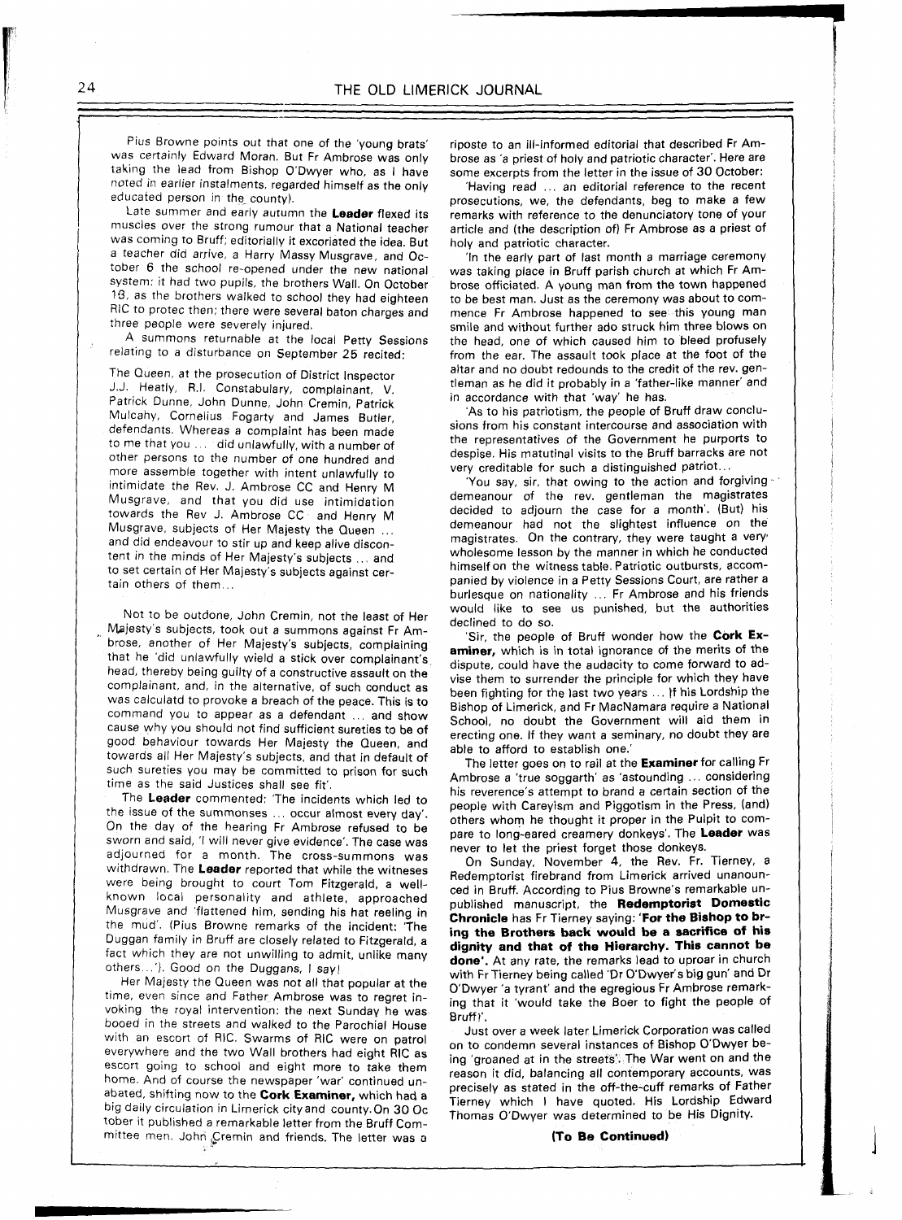Pius Browne points out that one of the 'young brats' was certainly Edward Moran. But Fr Ambrose was only taking the lead from Bishop O'Dwyer who, as I have noted in earlier instalments, regarded himself as the only educated person in the county).

Late summer and early autumn the **Leader** flexed its muscles over the strong rumour that a National teacher was coming to Bruff; editorially it excoriated the idea. But a teacher did arrive, a Harry Massy Musgrave, and October 6 the school re-opened under the new national system: it had two pupils, the brothers Wall. On October 18, as the brothers walked to school they had eighteen RIC to protec then; there were several baton charges and three people were severely injured.

A summons returnable at the local Petty Sessions relating to a disturbance on September 25 recited:

> The Queen, at the prosecution of District Inspector J.J. Heatly, R.I. Constabulary, complainant, V. Patrick Dunne, John Dunne, John Cremin, Patrick Mulcahy, Cornelius Fogarty and James Butler, defendants. Whereas a complaint has been made to me that you ... did unlawfully, with a number of other persons to the number of one hundred and more assemble together with intent unlawfully to intimidate the Rev. J. Ambrose CC and Henry M Musgrave, and that you did use intimidation towards the Rev J. Ambrose CC and Henry M Musgrave, subjects of Her Majesty the Queen ... and did endeavour to stir up and keep alive discontent in the minds of Her Majesty's subjects ... and to set certain of Her Majesty's subjects against certain others of them...

Not to be outdone, John Cremin, not the least of Her Majesty's subjects, took out a summons against Fr Ambrose, another of Her Majesty's subjects, complaining that he 'did unlawfully wield a stick over complainant's head, thereby being guilty of a constructive assault on the complainant, and, in the alternative, of such conduct as was calculatd to provoke a breach of the peace. This is to command you to appear as a defendant ... and show cause why you should not find sufficient sureties to be of good behaviour towards Her Majesty the Queen, and towards all Her Majesty's subjects, and that in default of such sureties you may be committed to prison for such time as the said Justices shall see fit'.

The **Leader** commented: 'The incidents which led to the issue of the summonses ... occur almost every day'. On the day of the hearing Fr Ambrose refused to be sworn and said, 'I will never give evidence'. The case was adjourned for a month. The cross-summons was withdrawn. The **Leader** reported that while the witnesses were being brought to court Tom Fitzgerald, a well-known local personality and athlete, approached Musgrave and 'flattened him, sending his hat reeling in the mud'. (Pius Browne remarks of the incident: 'The Duggan family in Bruff are closely related to Fitzgerald, a fact which they are not unwilling to admit, unlike many others...'). Good on the Duggans, I say!

Her Majesty the Queen was not all that popular at the time, even since and Father Ambrose was to regret invoking the royal intervention: the next Sunday he was booed in the streets and walked to the Parochial House with an escort of RIC. Swarms of RIC were on patrol everywhere and the two Wall brothers had eight RIC as escort going to school and eight more to take them home. And of course the newspaper 'war' continued unabated, shifting now to the **Cork Examiner**, which had a big daily circulation in Limerick city and county. On 30 October it published a remarkable letter from the Bruff Committee men. John Cremin and friends. The letter was a riposte to an ill-informed editorial that described Fr Ambrose as 'a priest of holy and patriotic character'. Here are some excerpts from the letter in the issue of 30 October:

'Having read ... an editorial reference to the recent prosecutions, we, the defendants, beg to make a few remarks with reference to the denunciatory tone of your article and (the description of) Fr Ambrose as a priest of holy and patriotic character.

'In the early part of last month a marriage ceremony was taking place in Bruff parish church at which Fr Ambrose officiated. A young man from the town happened to be best man. Just as the ceremony was about to commence Fr Ambrose happened to see this young man smile and without further ado struck him three blows on the head, one of which caused him to bleed profusely from the ear. The assault took place at the foot of the altar and no doubt redounds to the credit of the rev. gentleman as he did it probably in a 'father-like manner' and in accordance with that 'way' he has.

'As to his patriotism, the people of Bruff draw conclusions from his constant intercourse and association with the representatives of the Government he purports to despise. His matutinal visits to the Bruff barracks are not very creditable for such a distinguished patriot...

'You say, sir, that owing to the action and forgiving demeanour of the rev. gentleman the magistrates decided to adjourn the case for a month'. (But) his demeanour had not the slightest influence on the magistrates. On the contrary, they were taught a very wholesome lesson by the manner in which he conducted himself on the witness table. Patriotic outbursts, accompanied by violence in a Petty Sessions Court, are rather a burlesque on nationality ... Fr Ambrose and his friends would like to see us punished, but the authorities declined to do so.

'Sir, the people of Bruff wonder how the **Cork Examiner**, which is in total ignorance of the merits of the dispute, could have the audacity to come forward to advise them to surrender the principle for which they have been fighting for the last two years ... If his Lordship the Bishop of Limerick, and Fr MacNamara require a National School, no doubt the Government will aid them in erecting one. If they want a seminary, no doubt they are able to afford to establish one.'

The letter goes on to rail at the **Examiner** for calling Fr Ambrose a 'true soggarth' as 'astounding ... considering his reverence's attempt to brand a certain section of the people with Careyism and Piggotism in the Press, (and) others whom he thought it proper in the Pulpit to compare to long-eared creamery donkeys'. The **Leader** was never to let the priest forget those donkeys.

On Sunday, November 4, the Rev. Fr. Tierney, a Redemptorist firebrand from Limerick arrived unanounced in Bruff. According to Pius Browne's remarkable unpublished manuscript, the **Redemptorist Domestic Chronicle** has Fr Tierney saying: **'For the Bishop to bring the Brothers back would be a sacrifice of his dignity and that of the Hierarchy. This cannot be done'.** At any rate, the remarks lead to uproar in church with Fr Tierney being called 'Dr O'Dwyer's big gun' and Dr O'Dwyer 'a tyrant' and the egregious Fr Ambrose remarking that it 'would take the Boer to fight the people of Bruff!'.

Just over a week later Limerick Corporation was called on to condemn several instances of Bishop O'Dwyer being 'groaned at in the streets'. The War went on and the reason it did, balancing all contemporary accounts, was precisely as stated in the off-the-cuff remarks of Father Tierney which I have quoted. His Lordship Edward Thomas O'Dwyer was determined to be His Dignity.

**(To Be Continued)**